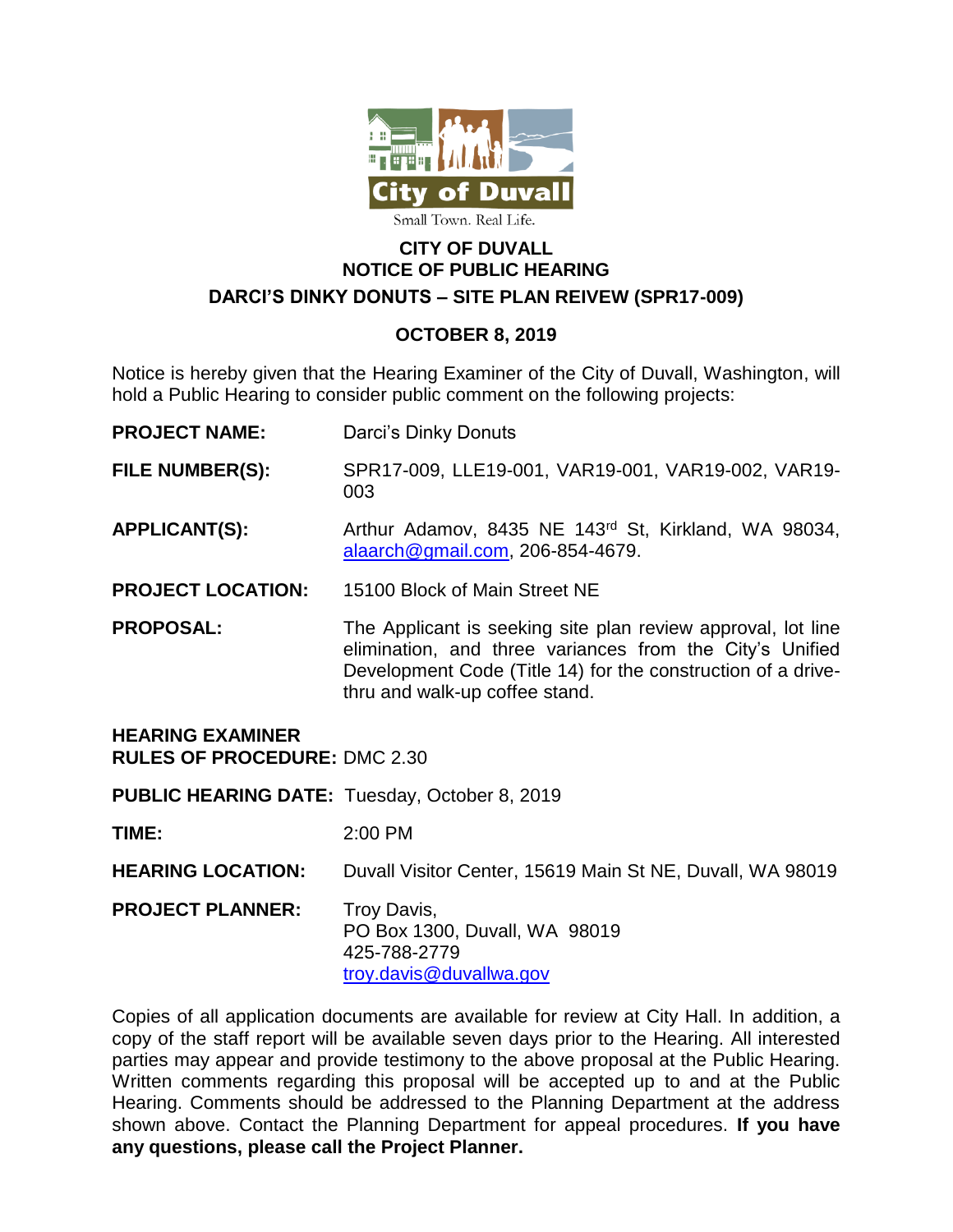City of Duvall

Small Town. Real Life.

# CITY OF DUVALL
## NOTICE OF PUBLIC HEARING
## DARCI'S DINKY DONUTS – SITE PLAN REIVEW (SPR17-009)

### OCTOBER 8, 2019

Notice is hereby given that the Hearing Examiner of the City of Duvall, Washington, will hold a Public Hearing to consider public comment on the following projects:

**PROJECT NAME:** Darci's Dinky Donuts

**FILE NUMBER(S):** SPR17-009, LLE19-001, VAR19-001, VAR19-002, VAR19-003

**APPLICANT(S):** Arthur Adamov, 8435 NE 143rd St, Kirkland, WA 98034, alaarch@gmail.com, 206-854-4679.

**PROJECT LOCATION:** 15100 Block of Main Street NE

**PROPOSAL:** The Applicant is seeking site plan review approval, lot line elimination, and three variances from the City's Unified Development Code (Title 14) for the construction of a drive-thru and walk-up coffee stand.

**HEARING EXAMINER RULES OF PROCEDURE:** DMC 2.30

**PUBLIC HEARING DATE:** Tuesday, October 8, 2019

**TIME:** 2:00 PM

**HEARING LOCATION:** Duvall Visitor Center, 15619 Main St NE, Duvall, WA 98019

**PROJECT PLANNER:** Troy Davis,
PO Box 1300, Duvall, WA 98019
425-788-2779
troy.davis@duvallwa.gov

Copies of all application documents are available for review at City Hall. In addition, a copy of the staff report will be available seven days prior to the Hearing. All interested parties may appear and provide testimony to the above proposal at the Public Hearing. Written comments regarding this proposal will be accepted up to and at the Public Hearing. Comments should be addressed to the Planning Department at the address shown above. Contact the Planning Department for appeal procedures. **If you have any questions, please call the Project Planner.**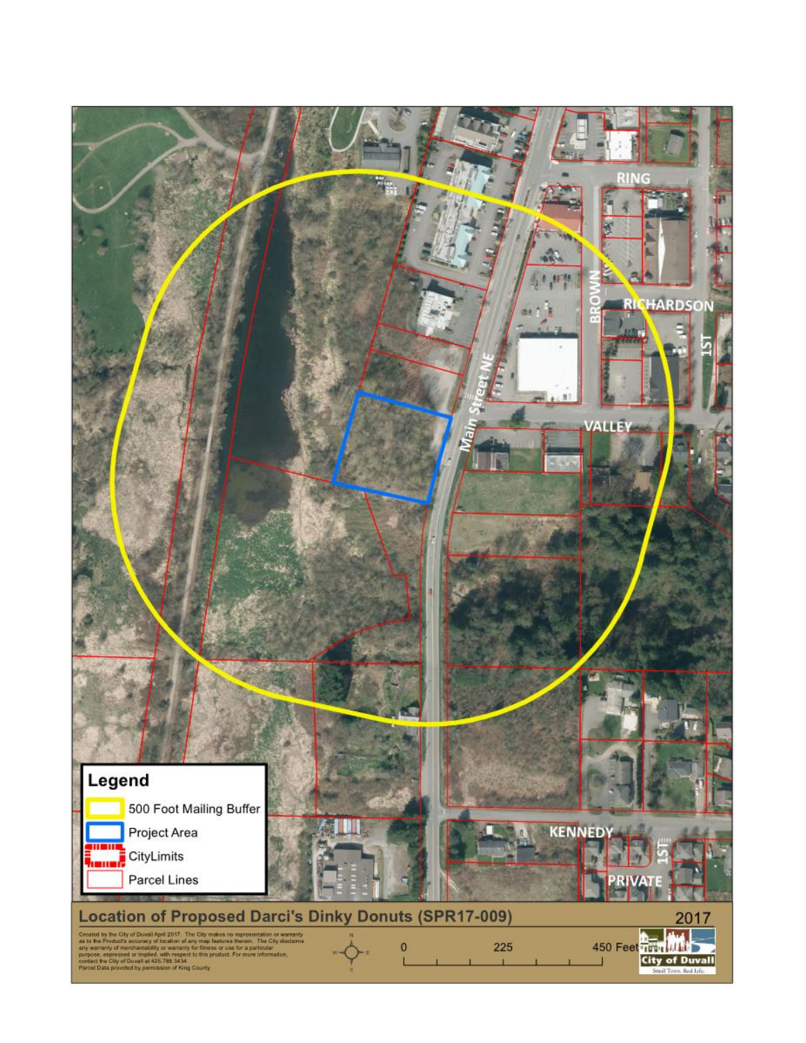RING

RICHARDSON

BROWN

1ST

Main Street NE

VALLEY

KENNEDY

1ST

PRIVATE

**Legend**

500 Foot Mailing Buffer

Project Area

CityLimits

Parcel Lines

## Location of Proposed Darci's Dinky Donuts (SPR17-009)

2017

Created by the City of Duvall April 2017. The City makes no representation or warranty as to the Product's accuracy of location of any map features therein. The City disclaims any warranty of merchantability or warranty for fitness or use for a particular purpose, expressed or implied, with respect to this product. For more information, contact the City of Duvall at 425.788.3434.
Parcel Data provided by permission of King County

N
W E
S

0 225 450 Feet

City of Duvall
Small Town. Real Life.